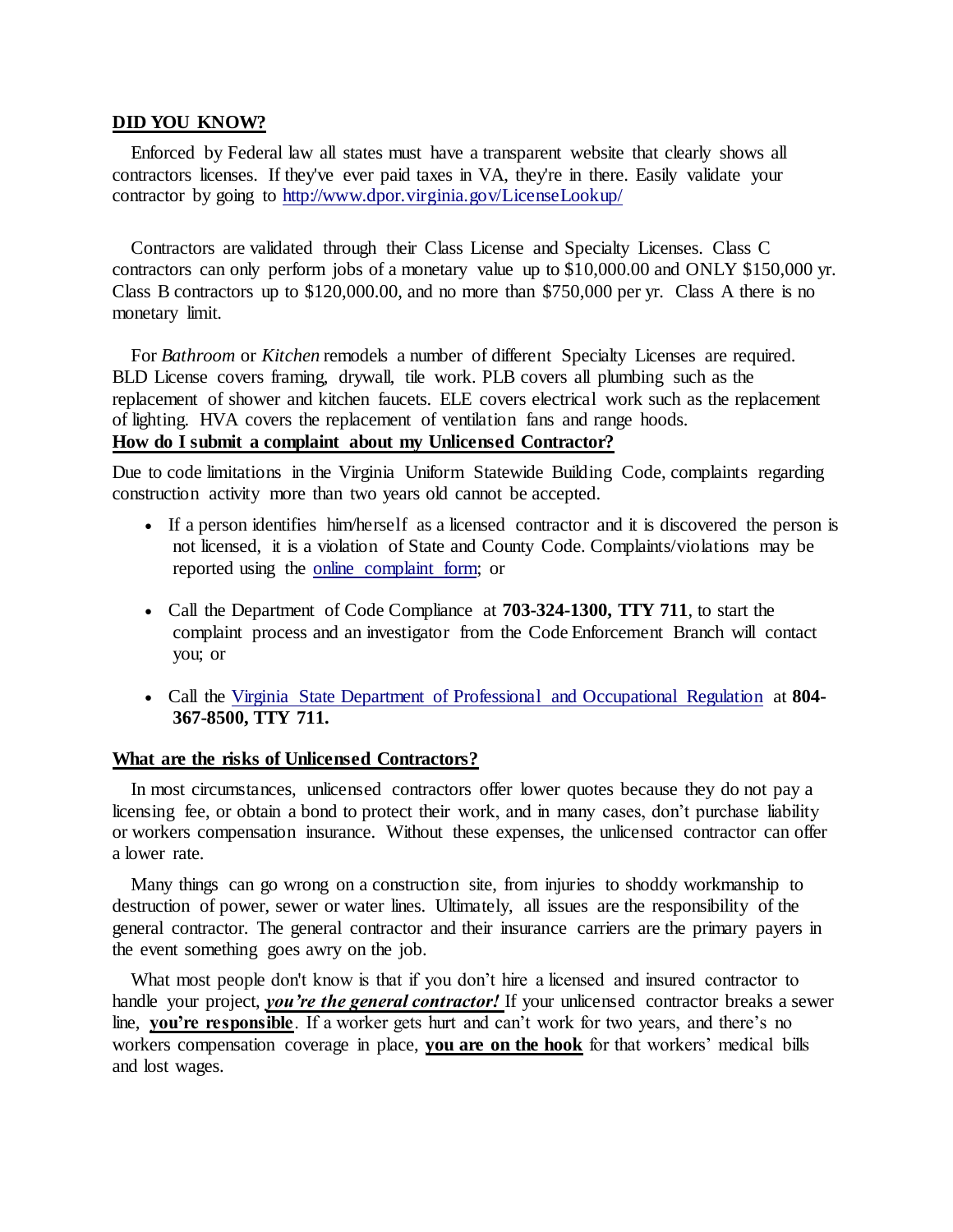## DID YOU KNOW?

Enforced by Federal law all states must have a transparent website that clearly shows all contractors licenses. If they've ever paid taxes in VA, they're in there. Easily validate your contractor by going to [http://www.dpor.virginia.gov/LicenseLookup/](http://www.dpor.virginia.gov/LicenseLookup/)

Contractors are validated through their Class License and Specialty Licenses. Class C contractors can only perform jobs of a monetary value up to $10,000.00 and ONLY $150,000 yr. Class B contractors up to $120,000.00, and no more than $750,000 per yr. Class A there is no monetary limit.

For *Bathroom* or *Kitchen* remodels a number of different Specialty Licenses are required. BLD License covers framing, drywall, tile work. PLB covers all plumbing such as the replacement of shower and kitchen faucets. ELE covers electrical work such as the replacement of lighting. HVA covers the replacement of ventilation fans and range hoods.

## How do I submit a complaint about my Unlicensed Contractor?

Due to code limitations in the Virginia Uniform Statewide Building Code, complaints regarding construction activity more than two years old cannot be accepted.

- If a person identifies him/herself as a licensed contractor and it is discovered the person is not licensed, it is a violation of State and County Code. Complaints/violations may be reported using the online complaint form; or
- Call the Department of Code Compliance at **703-324-1300, TTY 711**, to start the complaint process and an investigator from the Code Enforcement Branch will contact you; or
- Call the Virginia State Department of Professional and Occupational Regulation at **804-367-8500, TTY 711.**

## What are the risks of Unlicensed Contractors?

In most circumstances, unlicensed contractors offer lower quotes because they do not pay a licensing fee, or obtain a bond to protect their work, and in many cases, don't purchase liability or workers compensation insurance. Without these expenses, the unlicensed contractor can offer a lower rate.

Many things can go wrong on a construction site, from injuries to shoddy workmanship to destruction of power, sewer or water lines. Ultimately, all issues are the responsibility of the general contractor. The general contractor and their insurance carriers are the primary payers in the event something goes awry on the job.

What most people don't know is that if you don't hire a licensed and insured contractor to handle your project, ***you're the general contractor!*** If your unlicensed contractor breaks a sewer line, **you're responsible**. If a worker gets hurt and can't work for two years, and there's no workers compensation coverage in place, **you are on the hook** for that workers' medical bills and lost wages.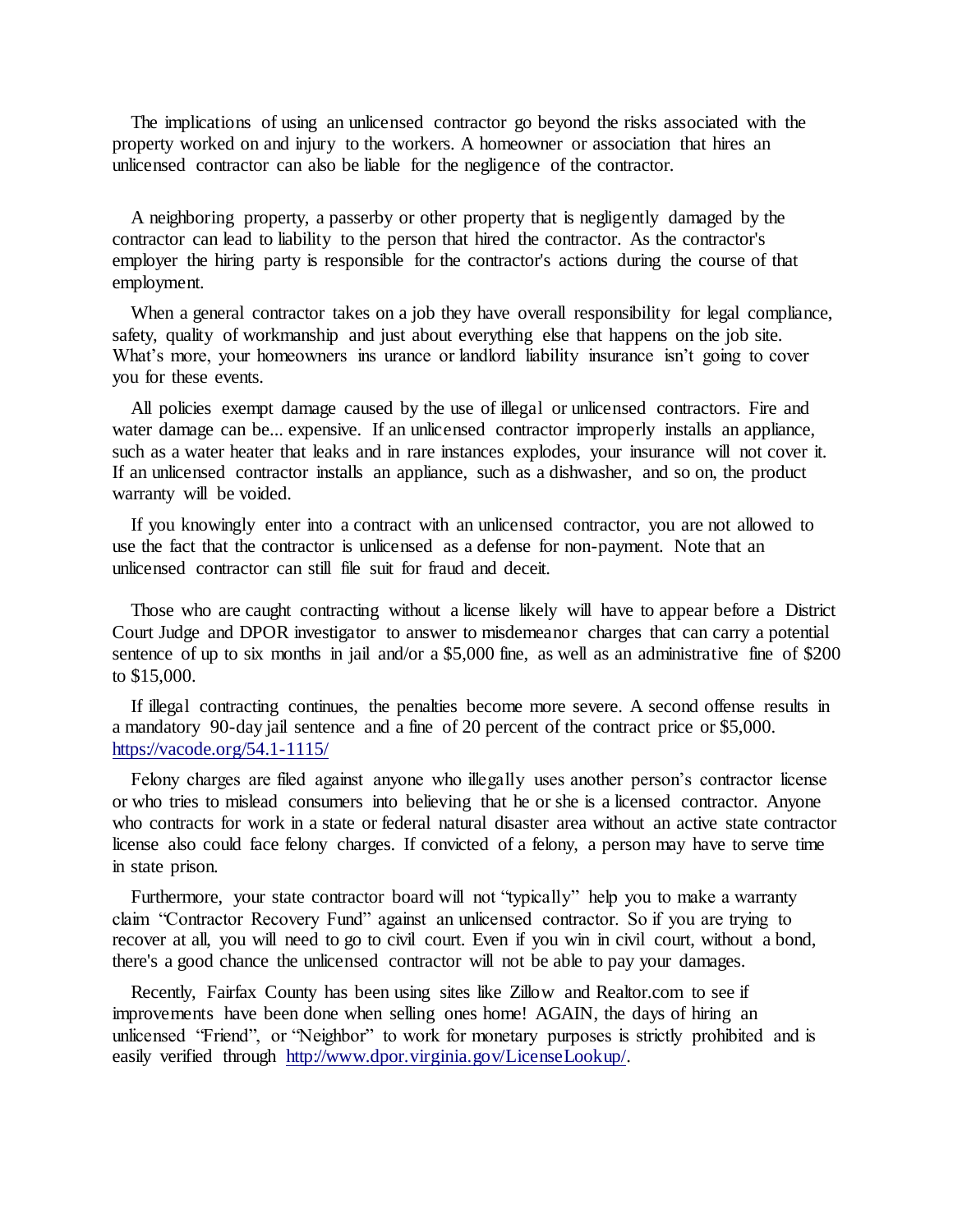The implications of using an unlicensed contractor go beyond the risks associated with the property worked on and injury to the workers. A homeowner or association that hires an unlicensed contractor can also be liable for the negligence of the contractor.

A neighboring property, a passerby or other property that is negligently damaged by the contractor can lead to liability to the person that hired the contractor. As the contractor's employer the hiring party is responsible for the contractor's actions during the course of that employment.

When a general contractor takes on a job they have overall responsibility for legal compliance, safety, quality of workmanship and just about everything else that happens on the job site. What's more, your homeowners ins urance or landlord liability insurance isn't going to cover you for these events.

All policies exempt damage caused by the use of illegal or unlicensed contractors. Fire and water damage can be... expensive. If an unlicensed contractor improperly installs an appliance, such as a water heater that leaks and in rare instances explodes, your insurance will not cover it. If an unlicensed contractor installs an appliance, such as a dishwasher, and so on, the product warranty will be voided.

If you knowingly enter into a contract with an unlicensed contractor, you are not allowed to use the fact that the contractor is unlicensed as a defense for non-payment. Note that an unlicensed contractor can still file suit for fraud and deceit.

Those who are caught contracting without a license likely will have to appear before a District Court Judge and DPOR investigator to answer to misdemeanor charges that can carry a potential sentence of up to six months in jail and/or a $5,000 fine, as well as an administrative fine of $200 to $15,000.

If illegal contracting continues, the penalties become more severe. A second offense results in a mandatory 90-day jail sentence and a fine of 20 percent of the contract price or $5,000. https://vacode.org/54.1-1115/

Felony charges are filed against anyone who illegally uses another person's contractor license or who tries to mislead consumers into believing that he or she is a licensed contractor. Anyone who contracts for work in a state or federal natural disaster area without an active state contractor license also could face felony charges. If convicted of a felony, a person may have to serve time in state prison.

Furthermore, your state contractor board will not "typically" help you to make a warranty claim "Contractor Recovery Fund" against an unlicensed contractor. So if you are trying to recover at all, you will need to go to civil court. Even if you win in civil court, without a bond, there's a good chance the unlicensed contractor will not be able to pay your damages.

Recently, Fairfax County has been using sites like Zillow and Realtor.com to see if improvements have been done when selling ones home! AGAIN, the days of hiring an unlicensed "Friend", or "Neighbor" to work for monetary purposes is strictly prohibited and is easily verified through http://www.dpor.virginia.gov/LicenseLookup/.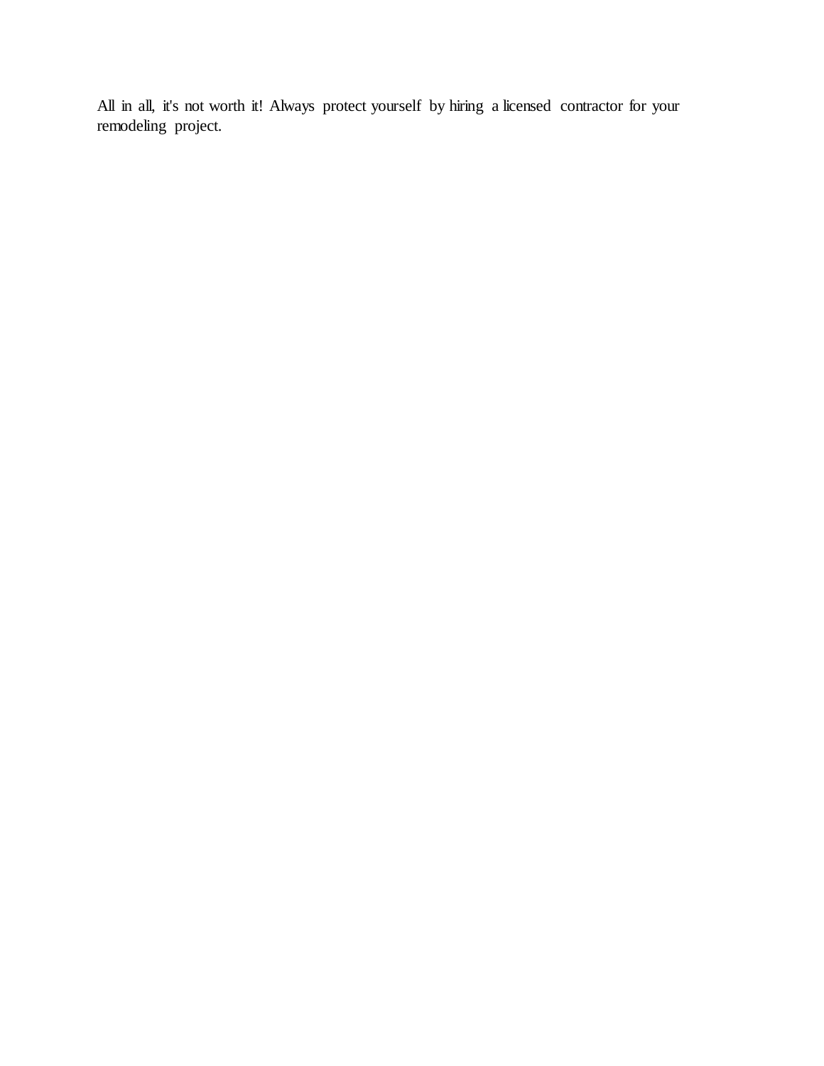All in all, it's not worth it! Always protect yourself by hiring a licensed contractor for your remodeling project.